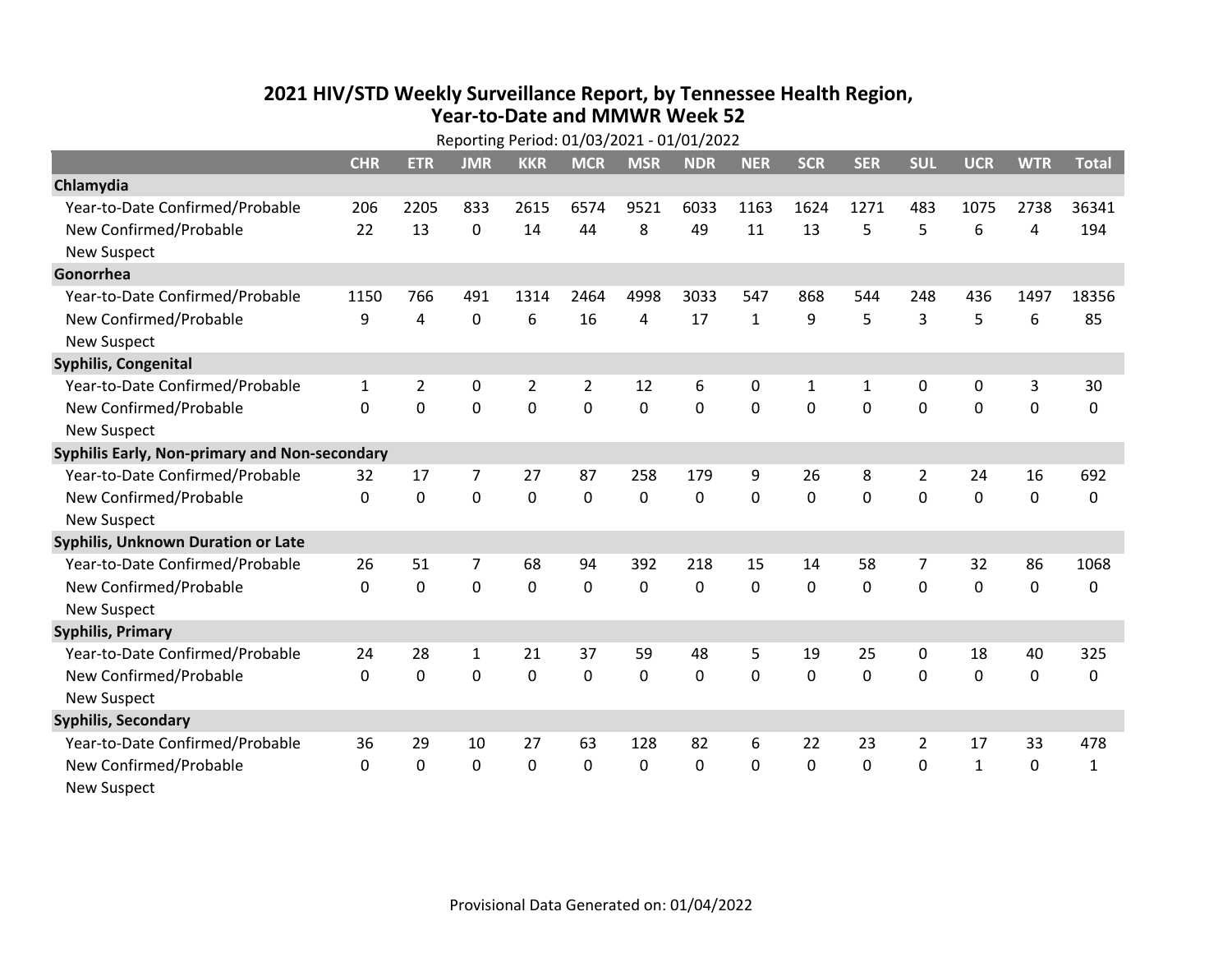# 2021 HIV/STD Weekly Surveillance Report, by Tennessee Health Region, Year-to-Date and MMWR Week 52

Reporting Period: 01/03/2021 - 01/01/2022

| | CHR | ETR | JMR | KKR | MCR | MSR | NDR | NER | SCR | SER | SUL | UCR | WTR | Total |
|---|---|---|---|---|---|---|---|---|---|---|---|---|---|---|
| **Chlamydia** | | | | | | | | | | | | | | |
| Year-to-Date Confirmed/Probable | 206 | 2205 | 833 | 2615 | 6574 | 9521 | 6033 | 1163 | 1624 | 1271 | 483 | 1075 | 2738 | 36341 |
| New Confirmed/Probable | 22 | 13 | 0 | 14 | 44 | 8 | 49 | 11 | 13 | 5 | 5 | 6 | 4 | 194 |
| New Suspect | | | | | | | | | | | | | | |
| **Gonorrhea** | | | | | | | | | | | | | | |
| Year-to-Date Confirmed/Probable | 1150 | 766 | 491 | 1314 | 2464 | 4998 | 3033 | 547 | 868 | 544 | 248 | 436 | 1497 | 18356 |
| New Confirmed/Probable | 9 | 4 | 0 | 6 | 16 | 4 | 17 | 1 | 9 | 5 | 3 | 5 | 6 | 85 |
| New Suspect | | | | | | | | | | | | | | |
| **Syphilis, Congenital** | | | | | | | | | | | | | | |
| Year-to-Date Confirmed/Probable | 1 | 2 | 0 | 2 | 2 | 12 | 6 | 0 | 1 | 1 | 0 | 0 | 3 | 30 |
| New Confirmed/Probable | 0 | 0 | 0 | 0 | 0 | 0 | 0 | 0 | 0 | 0 | 0 | 0 | 0 | 0 |
| New Suspect | | | | | | | | | | | | | | |
| **Syphilis Early, Non-primary and Non-secondary** | | | | | | | | | | | | | | |
| Year-to-Date Confirmed/Probable | 32 | 17 | 7 | 27 | 87 | 258 | 179 | 9 | 26 | 8 | 2 | 24 | 16 | 692 |
| New Confirmed/Probable | 0 | 0 | 0 | 0 | 0 | 0 | 0 | 0 | 0 | 0 | 0 | 0 | 0 | 0 |
| New Suspect | | | | | | | | | | | | | | |
| **Syphilis, Unknown Duration or Late** | | | | | | | | | | | | | | |
| Year-to-Date Confirmed/Probable | 26 | 51 | 7 | 68 | 94 | 392 | 218 | 15 | 14 | 58 | 7 | 32 | 86 | 1068 |
| New Confirmed/Probable | 0 | 0 | 0 | 0 | 0 | 0 | 0 | 0 | 0 | 0 | 0 | 0 | 0 | 0 |
| New Suspect | | | | | | | | | | | | | | |
| **Syphilis, Primary** | | | | | | | | | | | | | | |
| Year-to-Date Confirmed/Probable | 24 | 28 | 1 | 21 | 37 | 59 | 48 | 5 | 19 | 25 | 0 | 18 | 40 | 325 |
| New Confirmed/Probable | 0 | 0 | 0 | 0 | 0 | 0 | 0 | 0 | 0 | 0 | 0 | 0 | 0 | 0 |
| New Suspect | | | | | | | | | | | | | | |
| **Syphilis, Secondary** | | | | | | | | | | | | | | |
| Year-to-Date Confirmed/Probable | 36 | 29 | 10 | 27 | 63 | 128 | 82 | 6 | 22 | 23 | 2 | 17 | 33 | 478 |
| New Confirmed/Probable | 0 | 0 | 0 | 0 | 0 | 0 | 0 | 0 | 0 | 0 | 0 | 1 | 0 | 1 |
| New Suspect | | | | | | | | | | | | | | |

Provisional Data Generated on: 01/04/2022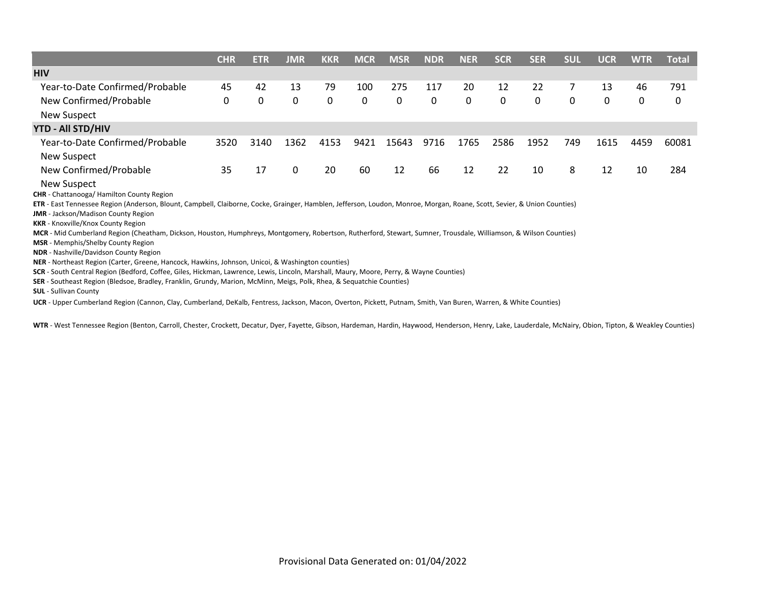| | CHR | ETR | JMR | KKR | MCR | MSR | NDR | NER | SCR | SER | SUL | UCR | WTR | Total |
|---|---|---|---|---|---|---|---|---|---|---|---|---|---|---|
| **HIV** | | | | | | | | | | | | | | |
| Year-to-Date Confirmed/Probable | 45 | 42 | 13 | 79 | 100 | 275 | 117 | 20 | 12 | 22 | 7 | 13 | 46 | 791 |
| New Confirmed/Probable | 0 | 0 | 0 | 0 | 0 | 0 | 0 | 0 | 0 | 0 | 0 | 0 | 0 | 0 |
| New Suspect | | | | | | | | | | | | | | |
| **YTD - All STD/HIV** | | | | | | | | | | | | | | |
| Year-to-Date Confirmed/Probable | 3520 | 3140 | 1362 | 4153 | 9421 | 15643 | 9716 | 1765 | 2586 | 1952 | 749 | 1615 | 4459 | 60081 |
| New Suspect | | | | | | | | | | | | | | |
| New Confirmed/Probable | 35 | 17 | 0 | 20 | 60 | 12 | 66 | 12 | 22 | 10 | 8 | 12 | 10 | 284 |
| New Suspect | | | | | | | | | | | | | | |

**CHR** - Chattanooga/ Hamilton County Region

**ETR** - East Tennessee Region (Anderson, Blount, Campbell, Claiborne, Cocke, Grainger, Hamblen, Jefferson, Loudon, Monroe, Morgan, Roane, Scott, Sevier, & Union Counties)

**JMR** - Jackson/Madison County Region

**KKR** - Knoxville/Knox County Region

**MCR** - Mid Cumberland Region (Cheatham, Dickson, Houston, Humphreys, Montgomery, Robertson, Rutherford, Stewart, Sumner, Trousdale, Williamson, & Wilson Counties)

**MSR** - Memphis/Shelby County Region

**NDR** - Nashville/Davidson County Region

**NER** - Northeast Region (Carter, Greene, Hancock, Hawkins, Johnson, Unicoi, & Washington counties)

**SCR** - South Central Region (Bedford, Coffee, Giles, Hickman, Lawrence, Lewis, Lincoln, Marshall, Maury, Moore, Perry, & Wayne Counties)

**SER** - Southeast Region (Bledsoe, Bradley, Franklin, Grundy, Marion, McMinn, Meigs, Polk, Rhea, & Sequatchie Counties)

**SUL** - Sullivan County

**UCR** - Upper Cumberland Region (Cannon, Clay, Cumberland, DeKalb, Fentress, Jackson, Macon, Overton, Pickett, Putnam, Smith, Van Buren, Warren, & White Counties)

**WTR** - West Tennessee Region (Benton, Carroll, Chester, Crockett, Decatur, Dyer, Fayette, Gibson, Hardeman, Hardin, Haywood, Henderson, Henry, Lake, Lauderdale, McNairy, Obion, Tipton, & Weakley Counties)

Provisional Data Generated on: 01/04/2022